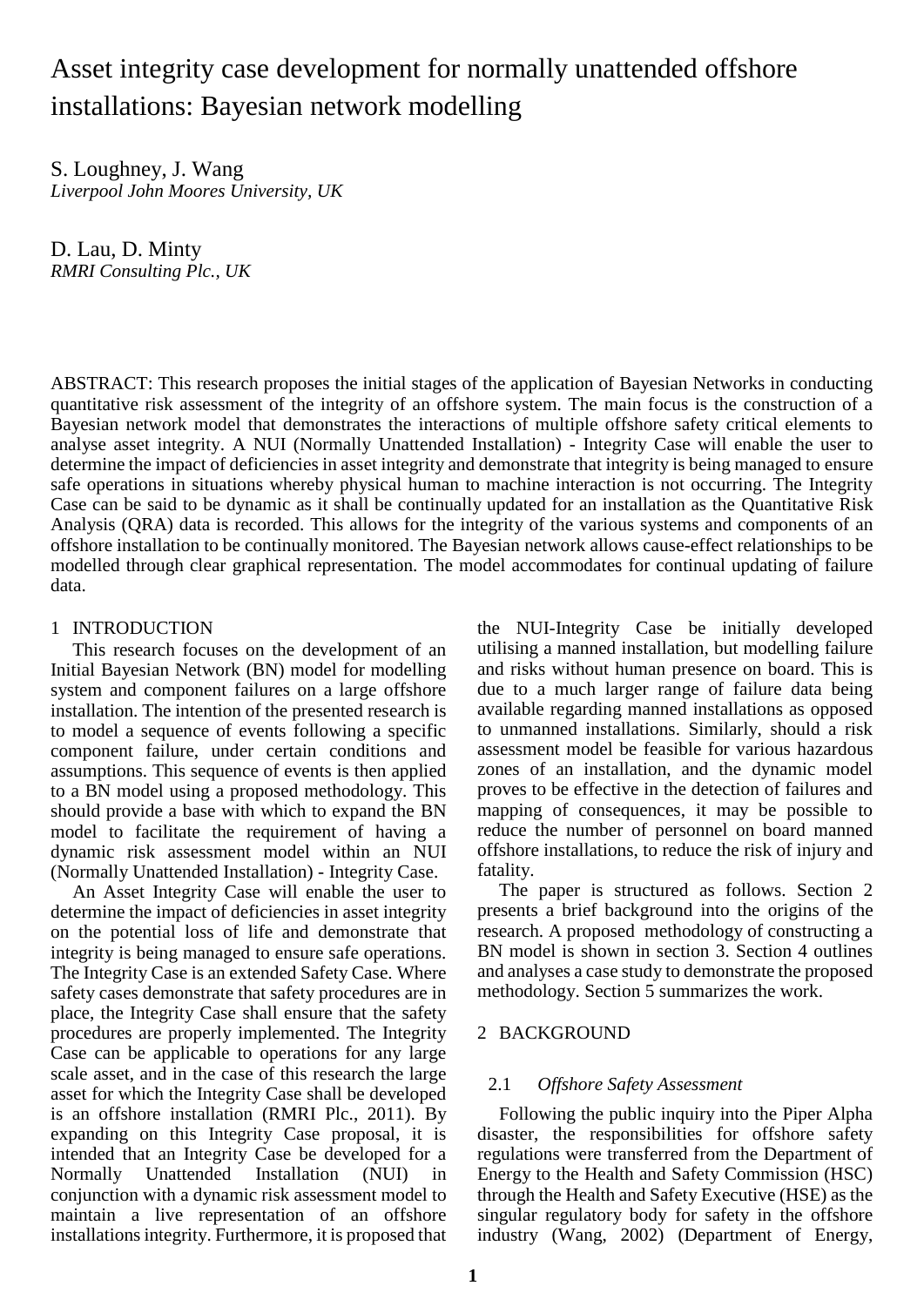# Asset integrity case development for normally unattended offshore installations: Bayesian network modelling

S. Loughney, J. Wang
*Liverpool John Moores University, UK*

D. Lau, D. Minty
*RMRI Consulting Plc., UK*

ABSTRACT: This research proposes the initial stages of the application of Bayesian Networks in conducting quantitative risk assessment of the integrity of an offshore system. The main focus is the construction of a Bayesian network model that demonstrates the interactions of multiple offshore safety critical elements to analyse asset integrity. A NUI (Normally Unattended Installation) - Integrity Case will enable the user to determine the impact of deficiencies in asset integrity and demonstrate that integrity is being managed to ensure safe operations in situations whereby physical human to machine interaction is not occurring. The Integrity Case can be said to be dynamic as it shall be continually updated for an installation as the Quantitative Risk Analysis (QRA) data is recorded. This allows for the integrity of the various systems and components of an offshore installation to be continually monitored. The Bayesian network allows cause-effect relationships to be modelled through clear graphical representation. The model accommodates for continual updating of failure data.

## 1 INTRODUCTION

This research focuses on the development of an Initial Bayesian Network (BN) model for modelling system and component failures on a large offshore installation. The intention of the presented research is to model a sequence of events following a specific component failure, under certain conditions and assumptions. This sequence of events is then applied to a BN model using a proposed methodology. This should provide a base with which to expand the BN model to facilitate the requirement of having a dynamic risk assessment model within an NUI (Normally Unattended Installation) - Integrity Case.

An Asset Integrity Case will enable the user to determine the impact of deficiencies in asset integrity on the potential loss of life and demonstrate that integrity is being managed to ensure safe operations. The Integrity Case is an extended Safety Case. Where safety cases demonstrate that safety procedures are in place, the Integrity Case shall ensure that the safety procedures are properly implemented. The Integrity Case can be applicable to operations for any large scale asset, and in the case of this research the large asset for which the Integrity Case shall be developed is an offshore installation (RMRI Plc., 2011). By expanding on this Integrity Case proposal, it is intended that an Integrity Case be developed for a Normally Unattended Installation (NUI) in conjunction with a dynamic risk assessment model to maintain a live representation of an offshore installations integrity. Furthermore, it is proposed that the NUI-Integrity Case be initially developed utilising a manned installation, but modelling failure and risks without human presence on board. This is due to a much larger range of failure data being available regarding manned installations as opposed to unmanned installations. Similarly, should a risk assessment model be feasible for various hazardous zones of an installation, and the dynamic model proves to be effective in the detection of failures and mapping of consequences, it may be possible to reduce the number of personnel on board manned offshore installations, to reduce the risk of injury and fatality.

The paper is structured as follows. Section 2 presents a brief background into the origins of the research. A proposed methodology of constructing a BN model is shown in section 3. Section 4 outlines and analyses a case study to demonstrate the proposed methodology. Section 5 summarizes the work.

## 2 BACKGROUND

### 2.1 *Offshore Safety Assessment*

Following the public inquiry into the Piper Alpha disaster, the responsibilities for offshore safety regulations were transferred from the Department of Energy to the Health and Safety Commission (HSC) through the Health and Safety Executive (HSE) as the singular regulatory body for safety in the offshore industry (Wang, 2002) (Department of Energy,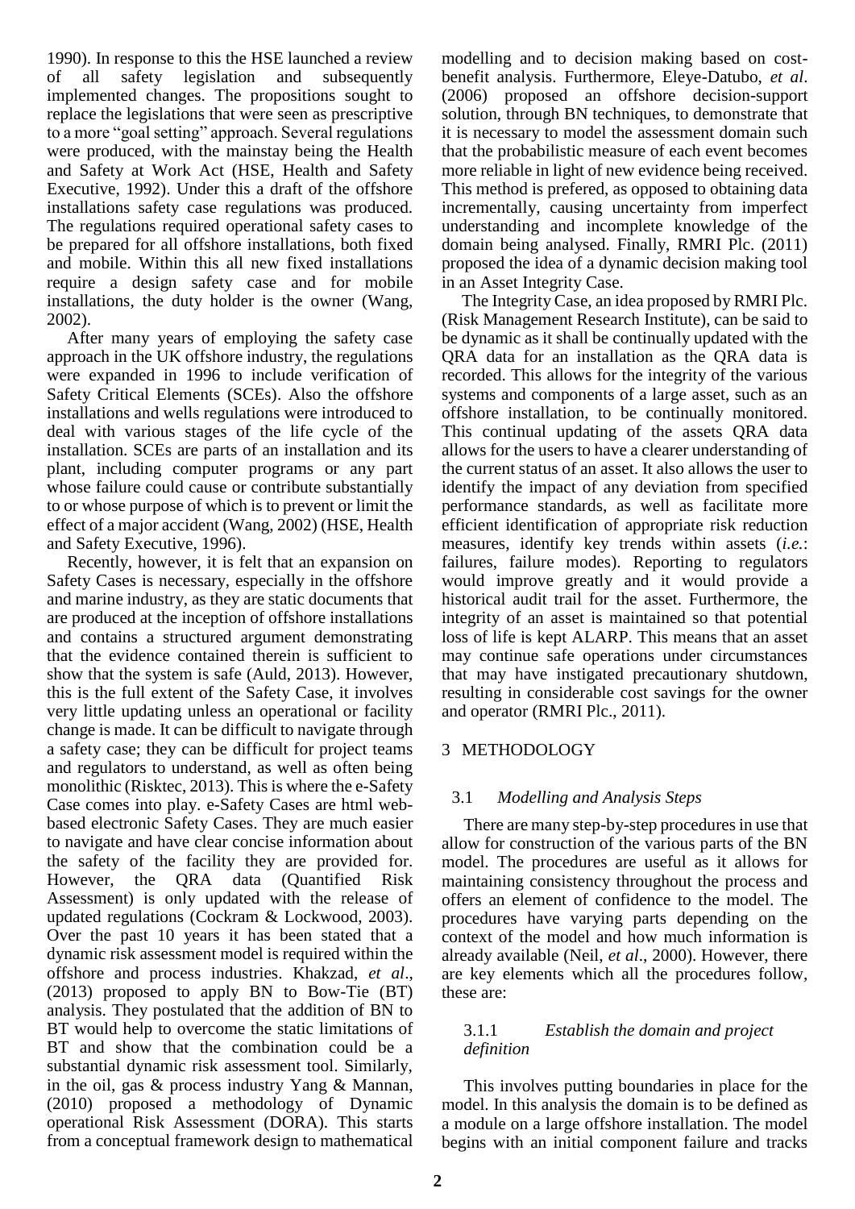1990). In response to this the HSE launched a review of all safety legislation and subsequently implemented changes. The propositions sought to replace the legislations that were seen as prescriptive to a more "goal setting" approach. Several regulations were produced, with the mainstay being the Health and Safety at Work Act (HSE, Health and Safety Executive, 1992). Under this a draft of the offshore installations safety case regulations was produced. The regulations required operational safety cases to be prepared for all offshore installations, both fixed and mobile. Within this all new fixed installations require a design safety case and for mobile installations, the duty holder is the owner (Wang, 2002).

After many years of employing the safety case approach in the UK offshore industry, the regulations were expanded in 1996 to include verification of Safety Critical Elements (SCEs). Also the offshore installations and wells regulations were introduced to deal with various stages of the life cycle of the installation. SCEs are parts of an installation and its plant, including computer programs or any part whose failure could cause or contribute substantially to or whose purpose of which is to prevent or limit the effect of a major accident (Wang, 2002) (HSE, Health and Safety Executive, 1996).

Recently, however, it is felt that an expansion on Safety Cases is necessary, especially in the offshore and marine industry, as they are static documents that are produced at the inception of offshore installations and contains a structured argument demonstrating that the evidence contained therein is sufficient to show that the system is safe (Auld, 2013). However, this is the full extent of the Safety Case, it involves very little updating unless an operational or facility change is made. It can be difficult to navigate through a safety case; they can be difficult for project teams and regulators to understand, as well as often being monolithic (Risktec, 2013). This is where the e-Safety Case comes into play. e-Safety Cases are html web-based electronic Safety Cases. They are much easier to navigate and have clear concise information about the safety of the facility they are provided for. However, the QRA data (Quantified Risk Assessment) is only updated with the release of updated regulations (Cockram & Lockwood, 2003). Over the past 10 years it has been stated that a dynamic risk assessment model is required within the offshore and process industries. Khakzad, *et al*., (2013) proposed to apply BN to Bow-Tie (BT) analysis. They postulated that the addition of BN to BT would help to overcome the static limitations of BT and show that the combination could be a substantial dynamic risk assessment tool. Similarly, in the oil, gas & process industry Yang & Mannan, (2010) proposed a methodology of Dynamic operational Risk Assessment (DORA). This starts from a conceptual framework design to mathematical modelling and to decision making based on cost-benefit analysis. Furthermore, Eleye-Datubo, *et al*. (2006) proposed an offshore decision-support solution, through BN techniques, to demonstrate that it is necessary to model the assessment domain such that the probabilistic measure of each event becomes more reliable in light of new evidence being received. This method is prefered, as opposed to obtaining data incrementally, causing uncertainty from imperfect understanding and incomplete knowledge of the domain being analysed. Finally, RMRI Plc. (2011) proposed the idea of a dynamic decision making tool in an Asset Integrity Case.

The Integrity Case, an idea proposed by RMRI Plc. (Risk Management Research Institute), can be said to be dynamic as it shall be continually updated with the QRA data for an installation as the QRA data is recorded. This allows for the integrity of the various systems and components of a large asset, such as an offshore installation, to be continually monitored. This continual updating of the assets QRA data allows for the users to have a clearer understanding of the current status of an asset. It also allows the user to identify the impact of any deviation from specified performance standards, as well as facilitate more efficient identification of appropriate risk reduction measures, identify key trends within assets (*i.e.*: failures, failure modes). Reporting to regulators would improve greatly and it would provide a historical audit trail for the asset. Furthermore, the integrity of an asset is maintained so that potential loss of life is kept ALARP. This means that an asset may continue safe operations under circumstances that may have instigated precautionary shutdown, resulting in considerable cost savings for the owner and operator (RMRI Plc., 2011).

## 3 METHODOLOGY

### 3.1 *Modelling and Analysis Steps*

There are many step-by-step procedures in use that allow for construction of the various parts of the BN model. The procedures are useful as it allows for maintaining consistency throughout the process and offers an element of confidence to the model. The procedures have varying parts depending on the context of the model and how much information is already available (Neil, *et al*., 2000). However, there are key elements which all the procedures follow, these are:

#### 3.1.1 *Establish the domain and project definition*

This involves putting boundaries in place for the model. In this analysis the domain is to be defined as a module on a large offshore installation. The model begins with an initial component failure and tracks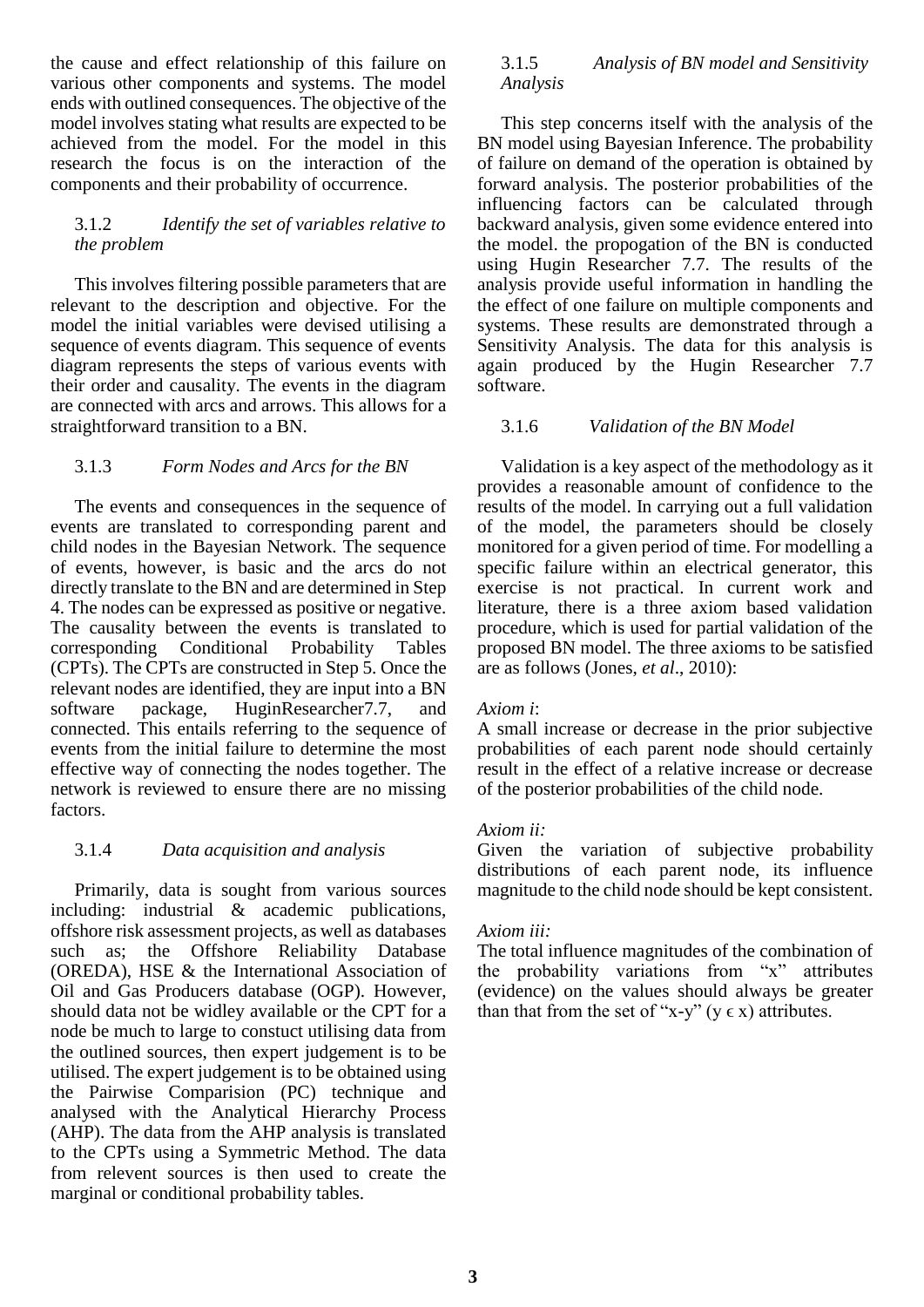the cause and effect relationship of this failure on various other components and systems. The model ends with outlined consequences. The objective of the model involves stating what results are expected to be achieved from the model. For the model in this research the focus is on the interaction of the components and their probability of occurrence.

### 3.1.2 *Identify the set of variables relative to the problem*

This involves filtering possible parameters that are relevant to the description and objective. For the model the initial variables were devised utilising a sequence of events diagram. This sequence of events diagram represents the steps of various events with their order and causality. The events in the diagram are connected with arcs and arrows. This allows for a straightforward transition to a BN.

### 3.1.3 *Form Nodes and Arcs for the BN*

The events and consequences in the sequence of events are translated to corresponding parent and child nodes in the Bayesian Network. The sequence of events, however, is basic and the arcs do not directly translate to the BN and are determined in Step 4. The nodes can be expressed as positive or negative. The causality between the events is translated to corresponding Conditional Probability Tables (CPTs). The CPTs are constructed in Step 5. Once the relevant nodes are identified, they are input into a BN software package, HuginResearcher7.7, and connected. This entails referring to the sequence of events from the initial failure to determine the most effective way of connecting the nodes together. The network is reviewed to ensure there are no missing factors.

### 3.1.4 *Data acquisition and analysis*

Primarily, data is sought from various sources including: industrial & academic publications, offshore risk assessment projects, as well as databases such as; the Offshore Reliability Database (OREDA), HSE & the International Association of Oil and Gas Producers database (OGP). However, should data not be widley available or the CPT for a node be much to large to constuct utilising data from the outlined sources, then expert judgement is to be utilised. The expert judgement is to be obtained using the Pairwise Comparision (PC) technique and analysed with the Analytical Hierarchy Process (AHP). The data from the AHP analysis is translated to the CPTs using a Symmetric Method. The data from relevent sources is then used to create the marginal or conditional probability tables.

### 3.1.5 *Analysis of BN model and Sensitivity Analysis*

This step concerns itself with the analysis of the BN model using Bayesian Inference. The probability of failure on demand of the operation is obtained by forward analysis. The posterior probabilities of the influencing factors can be calculated through backward analysis, given some evidence entered into the model. the propogation of the BN is conducted using Hugin Researcher 7.7. The results of the analysis provide useful information in handling the the effect of one failure on multiple components and systems. These results are demonstrated through a Sensitivity Analysis. The data for this analysis is again produced by the Hugin Researcher 7.7 software.

### 3.1.6 *Validation of the BN Model*

Validation is a key aspect of the methodology as it provides a reasonable amount of confidence to the results of the model. In carrying out a full validation of the model, the parameters should be closely monitored for a given period of time. For modelling a specific failure within an electrical generator, this exercise is not practical. In current work and literature, there is a three axiom based validation procedure, which is used for partial validation of the proposed BN model. The three axioms to be satisfied are as follows (Jones, *et al*., 2010):

*Axiom i*:
A small increase or decrease in the prior subjective probabilities of each parent node should certainly result in the effect of a relative increase or decrease of the posterior probabilities of the child node.

*Axiom ii:*
Given the variation of subjective probability distributions of each parent node, its influence magnitude to the child node should be kept consistent.

*Axiom iii:*
The total influence magnitudes of the combination of the probability variations from "x" attributes (evidence) on the values should always be greater than that from the set of "x-y" ($y \in x$) attributes.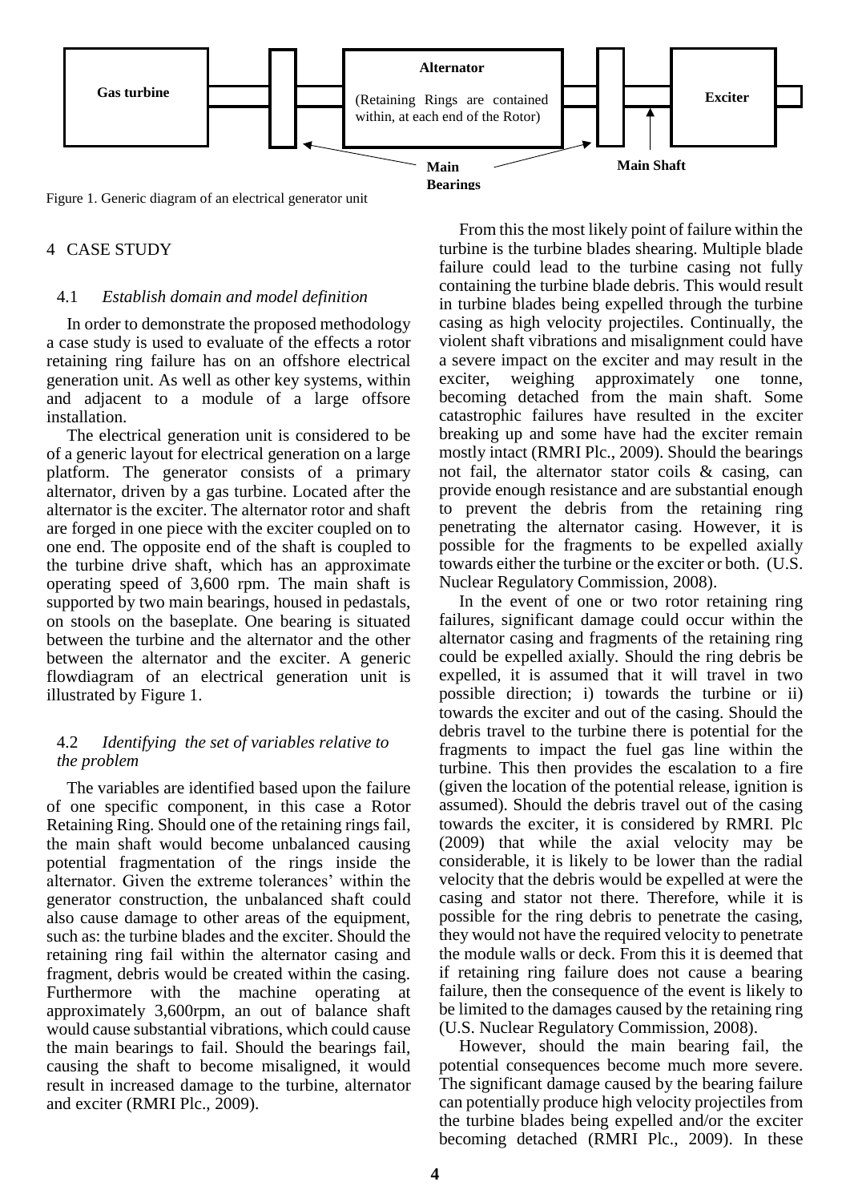Gas turbine | Alternator (Retaining Rings are contained within, at each end of the Rotor) | Exciter

Main Bearings | Main Shaft

Figure 1. Generic diagram of an electrical generator unit

## 4 CASE STUDY

### 4.1 *Establish domain and model definition*

In order to demonstrate the proposed methodology a case study is used to evaluate of the effects a rotor retaining ring failure has on an offshore electrical generation unit. As well as other key systems, within and adjacent to a module of a large offsore installation.

The electrical generation unit is considered to be of a generic layout for electrical generation on a large platform. The generator consists of a primary alternator, driven by a gas turbine. Located after the alternator is the exciter. The alternator rotor and shaft are forged in one piece with the exciter coupled on to one end. The opposite end of the shaft is coupled to the turbine drive shaft, which has an approximate operating speed of 3,600 rpm. The main shaft is supported by two main bearings, housed in pedastals, on stools on the baseplate. One bearing is situated between the turbine and the alternator and the other between the alternator and the exciter. A generic flowdiagram of an electrical generation unit is illustrated by Figure 1.

### 4.2 *Identifying the set of variables relative to the problem*

The variables are identified based upon the failure of one specific component, in this case a Rotor Retaining Ring. Should one of the retaining rings fail, the main shaft would become unbalanced causing potential fragmentation of the rings inside the alternator. Given the extreme tolerances' within the generator construction, the unbalanced shaft could also cause damage to other areas of the equipment, such as: the turbine blades and the exciter. Should the retaining ring fail within the alternator casing and fragment, debris would be created within the casing. Furthermore with the machine operating at approximately 3,600rpm, an out of balance shaft would cause substantial vibrations, which could cause the main bearings to fail. Should the bearings fail, causing the shaft to become misaligned, it would result in increased damage to the turbine, alternator and exciter (RMRI Plc., 2009).

From this the most likely point of failure within the turbine is the turbine blades shearing. Multiple blade failure could lead to the turbine casing not fully containing the turbine blade debris. This would result in turbine blades being expelled through the turbine casing as high velocity projectiles. Continually, the violent shaft vibrations and misalignment could have a severe impact on the exciter and may result in the exciter, weighing approximately one tonne, becoming detached from the main shaft. Some catastrophic failures have resulted in the exciter breaking up and some have had the exciter remain mostly intact (RMRI Plc., 2009). Should the bearings not fail, the alternator stator coils & casing, can provide enough resistance and are substantial enough to prevent the debris from the retaining ring penetrating the alternator casing. However, it is possible for the fragments to be expelled axially towards either the turbine or the exciter or both. (U.S. Nuclear Regulatory Commission, 2008).

In the event of one or two rotor retaining ring failures, significant damage could occur within the alternator casing and fragments of the retaining ring could be expelled axially. Should the ring debris be expelled, it is assumed that it will travel in two possible direction; i) towards the turbine or ii) towards the exciter and out of the casing. Should the debris travel to the turbine there is potential for the fragments to impact the fuel gas line within the turbine. This then provides the escalation to a fire (given the location of the potential release, ignition is assumed). Should the debris travel out of the casing towards the exciter, it is considered by RMRI. Plc (2009) that while the axial velocity may be considerable, it is likely to be lower than the radial velocity that the debris would be expelled at were the casing and stator not there. Therefore, while it is possible for the ring debris to penetrate the casing, they would not have the required velocity to penetrate the module walls or deck. From this it is deemed that if retaining ring failure does not cause a bearing failure, then the consequence of the event is likely to be limited to the damages caused by the retaining ring (U.S. Nuclear Regulatory Commission, 2008).

However, should the main bearing fail, the potential consequences become much more severe. The significant damage caused by the bearing failure can potentially produce high velocity projectiles from the turbine blades being expelled and/or the exciter becoming detached (RMRI Plc., 2009). In these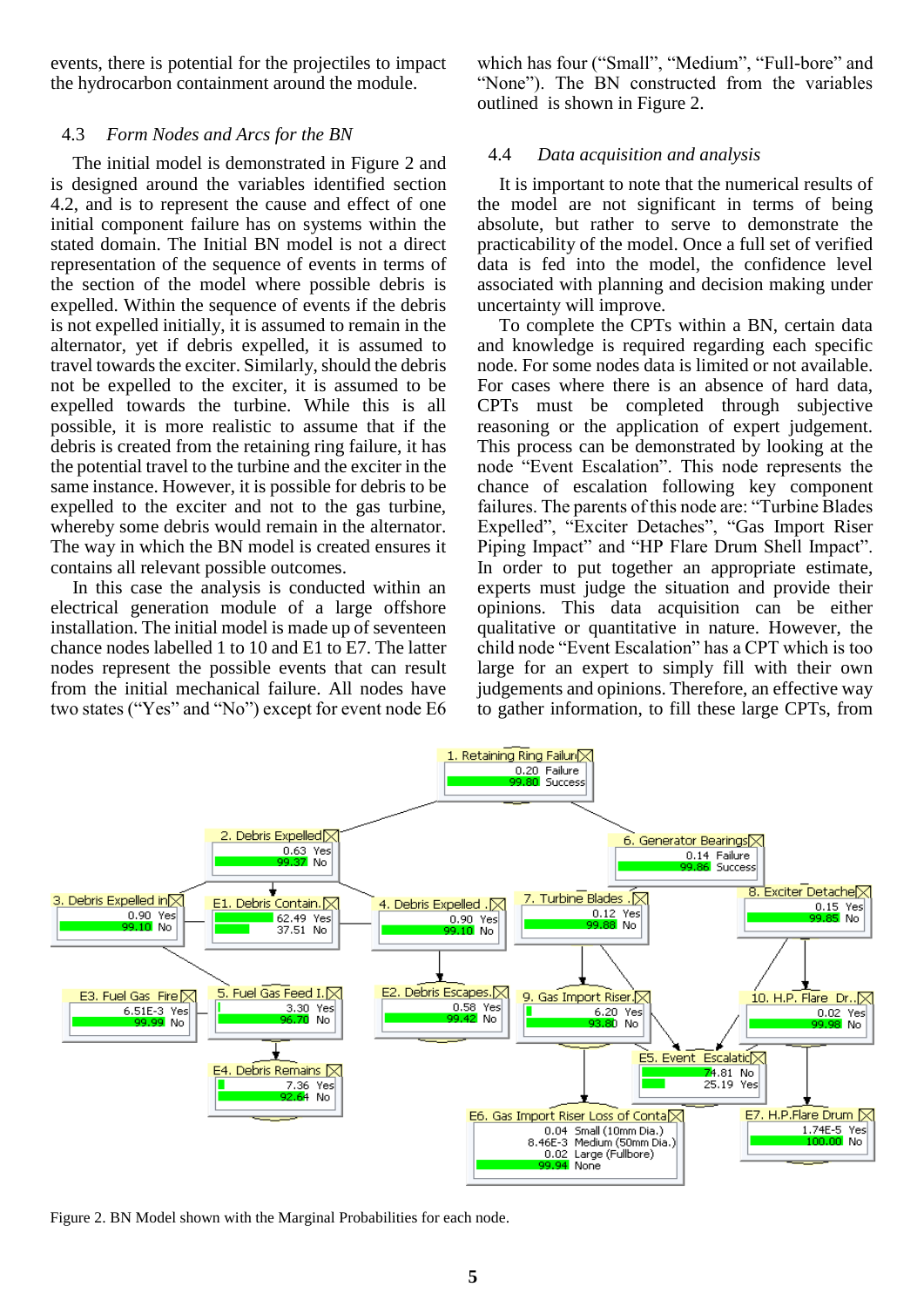events, there is potential for the projectiles to impact the hydrocarbon containment around the module.

### 4.3 *Form Nodes and Arcs for the BN*

The initial model is demonstrated in Figure 2 and is designed around the variables identified section 4.2, and is to represent the cause and effect of one initial component failure has on systems within the stated domain. The Initial BN model is not a direct representation of the sequence of events in terms of the section of the model where possible debris is expelled. Within the sequence of events if the debris is not expelled initially, it is assumed to remain in the alternator, yet if debris expelled, it is assumed to travel towards the exciter. Similarly, should the debris not be expelled to the exciter, it is assumed to be expelled towards the turbine. While this is all possible, it is more realistic to assume that if the debris is created from the retaining ring failure, it has the potential travel to the turbine and the exciter in the same instance. However, it is possible for debris to be expelled to the exciter and not to the gas turbine, whereby some debris would remain in the alternator. The way in which the BN model is created ensures it contains all relevant possible outcomes.

In this case the analysis is conducted within an electrical generation module of a large offshore installation. The initial model is made up of seventeen chance nodes labelled 1 to 10 and E1 to E7. The latter nodes represent the possible events that can result from the initial mechanical failure. All nodes have two states ("Yes" and "No") except for event node E6 which has four ("Small", "Medium", "Full-bore" and "None"). The BN constructed from the variables outlined is shown in Figure 2.

### 4.4 *Data acquisition and analysis*

It is important to note that the numerical results of the model are not significant in terms of being absolute, but rather to serve to demonstrate the practicability of the model. Once a full set of verified data is fed into the model, the confidence level associated with planning and decision making under uncertainty will improve.

To complete the CPTs within a BN, certain data and knowledge is required regarding each specific node. For some nodes data is limited or not available. For cases where there is an absence of hard data, CPTs must be completed through subjective reasoning or the application of expert judgement. This process can be demonstrated by looking at the node "Event Escalation". This node represents the chance of escalation following key component failures. The parents of this node are: "Turbine Blades Expelled", "Exciter Detaches", "Gas Import Riser Piping Impact" and "HP Flare Drum Shell Impact". In order to put together an appropriate estimate, experts must judge the situation and provide their opinions. This data acquisition can be either qualitative or quantitative in nature. However, the child node "Event Escalation" has a CPT which is too large for an expert to simply fill with their own judgements and opinions. Therefore, an effective way to gather information, to fill these large CPTs, from

Figure 2. BN Model shown with the Marginal Probabilities for each node.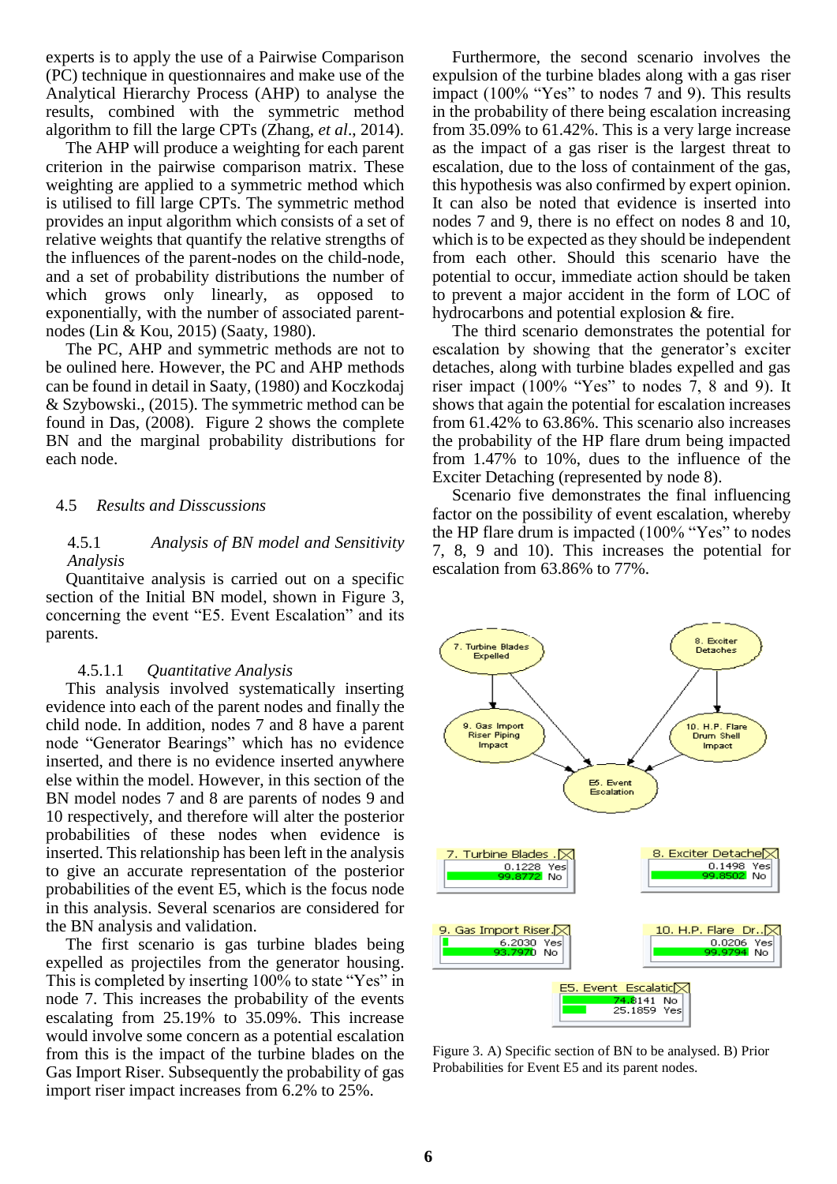experts is to apply the use of a Pairwise Comparison (PC) technique in questionnaires and make use of the Analytical Hierarchy Process (AHP) to analyse the results, combined with the symmetric method algorithm to fill the large CPTs (Zhang, *et al*., 2014).

The AHP will produce a weighting for each parent criterion in the pairwise comparison matrix. These weighting are applied to a symmetric method which is utilised to fill large CPTs. The symmetric method provides an input algorithm which consists of a set of relative weights that quantify the relative strengths of the influences of the parent-nodes on the child-node, and a set of probability distributions the number of which grows only linearly, as opposed to exponentially, with the number of associated parent-nodes (Lin & Kou, 2015) (Saaty, 1980).

The PC, AHP and symmetric methods are not to be oulined here. However, the PC and AHP methods can be found in detail in Saaty, (1980) and Koczkodaj & Szybowski., (2015). The symmetric method can be found in Das, (2008). Figure 2 shows the complete BN and the marginal probability distributions for each node.

## 4.5 *Results and Disscussions*

### 4.5.1 *Analysis of BN model and Sensitivity Analysis*

Quantitaive analysis is carried out on a specific section of the Initial BN model, shown in Figure 3, concerning the event "E5. Event Escalation" and its parents.

#### 4.5.1.1 *Quantitative Analysis*

This analysis involved systematically inserting evidence into each of the parent nodes and finally the child node. In addition, nodes 7 and 8 have a parent node "Generator Bearings" which has no evidence inserted, and there is no evidence inserted anywhere else within the model. However, in this section of the BN model nodes 7 and 8 are parents of nodes 9 and 10 respectively, and therefore will alter the posterior probabilities of these nodes when evidence is inserted. This relationship has been left in the analysis to give an accurate representation of the posterior probabilities of the event E5, which is the focus node in this analysis. Several scenarios are considered for the BN analysis and validation.

The first scenario is gas turbine blades being expelled as projectiles from the generator housing. This is completed by inserting 100% to state "Yes" in node 7. This increases the probability of the events escalating from 25.19% to 35.09%. This increase would involve some concern as a potential escalation from this is the impact of the turbine blades on the Gas Import Riser. Subsequently the probability of gas import riser impact increases from 6.2% to 25%.

Furthermore, the second scenario involves the expulsion of the turbine blades along with a gas riser impact (100% "Yes" to nodes 7 and 9). This results in the probability of there being escalation increasing from 35.09% to 61.42%. This is a very large increase as the impact of a gas riser is the largest threat to escalation, due to the loss of containment of the gas, this hypothesis was also confirmed by expert opinion. It can also be noted that evidence is inserted into nodes 7 and 9, there is no effect on nodes 8 and 10, which is to be expected as they should be independent from each other. Should this scenario have the potential to occur, immediate action should be taken to prevent a major accident in the form of LOC of hydrocarbons and potential explosion & fire.

The third scenario demonstrates the potential for escalation by showing that the generator's exciter detaches, along with turbine blades expelled and gas riser impact (100% "Yes" to nodes 7, 8 and 9). It shows that again the potential for escalation increases from 61.42% to 63.86%. This scenario also increases the probability of the HP flare drum being impacted from 1.47% to 10%, dues to the influence of the Exciter Detaching (represented by node 8).

Scenario five demonstrates the final influencing factor on the possibility of event escalation, whereby the HP flare drum is impacted (100% "Yes" to nodes 7, 8, 9 and 10). This increases the potential for escalation from 63.86% to 77%.

Figure 3. A) Specific section of BN to be analysed. B) Prior Probabilities for Event E5 and its parent nodes.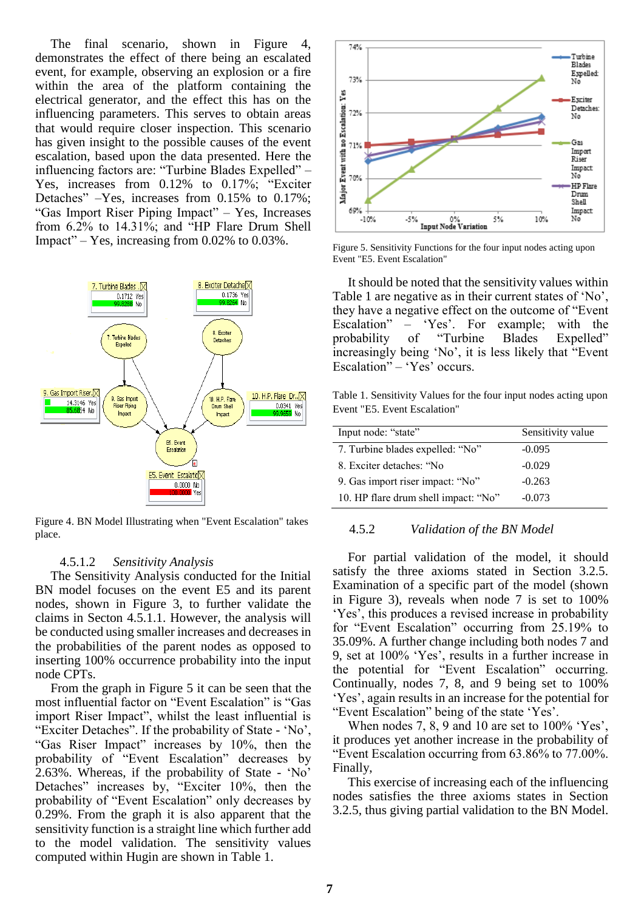The final scenario, shown in Figure 4, demonstrates the effect of there being an escalated event, for example, observing an explosion or a fire within the area of the platform containing the electrical generator, and the effect this has on the influencing parameters. This serves to obtain areas that would require closer inspection. This scenario has given insight to the possible causes of the event escalation, based upon the data presented. Here the influencing factors are: "Turbine Blades Expelled" – Yes, increases from 0.12% to 0.17%; "Exciter Detaches" –Yes, increases from 0.15% to 0.17%; "Gas Import Riser Piping Impact" – Yes, Increases from 6.2% to 14.31%; and "HP Flare Drum Shell Impact" – Yes, increasing from 0.02% to 0.03%.

Figure 4. BN Model Illustrating when "Event Escalation" takes place.

#### 4.5.1.2 *Sensitivity Analysis*

The Sensitivity Analysis conducted for the Initial BN model focuses on the event E5 and its parent nodes, shown in Figure 3, to further validate the claims in Secton 4.5.1.1. However, the analysis will be conducted using smaller increases and decreases in the probabilities of the parent nodes as opposed to inserting 100% occurrence probability into the input node CPTs.

From the graph in Figure 5 it can be seen that the most influential factor on "Event Escalation" is "Gas import Riser Impact", whilst the least influential is "Exciter Detaches". If the probability of State - 'No', "Gas Riser Impact" increases by 10%, then the probability of "Event Escalation" decreases by 2.63%. Whereas, if the probability of State - 'No' Detaches" increases by, "Exciter 10%, then the probability of "Event Escalation" only decreases by 0.29%. From the graph it is also apparent that the sensitivity function is a straight line which further add to the model validation. The sensitivity values computed within Hugin are shown in Table 1.

Figure 5. Sensitivity Functions for the four input nodes acting upon Event "E5. Event Escalation"

It should be noted that the sensitivity values within Table 1 are negative as in their current states of 'No', they have a negative effect on the outcome of "Event Escalation" – 'Yes'. For example; with the probability of "Turbine Blades Expelled" increasingly being 'No', it is less likely that "Event Escalation" – 'Yes' occurs.

Table 1. Sensitivity Values for the four input nodes acting upon Event "E5. Event Escalation"

| Input node: "state" | Sensitivity value |
|---|---|
| 7. Turbine blades expelled: "No" | -0.095 |
| 8. Exciter detaches: "No | -0.029 |
| 9. Gas import riser impact: "No" | -0.263 |
| 10. HP flare drum shell impact: "No" | -0.073 |

### 4.5.2 *Validation of the BN Model*

For partial validation of the model, it should satisfy the three axioms stated in Section 3.2.5. Examination of a specific part of the model (shown in Figure 3), reveals when node 7 is set to 100% 'Yes', this produces a revised increase in probability for "Event Escalation" occurring from 25.19% to 35.09%. A further change including both nodes 7 and 9, set at 100% 'Yes', results in a further increase in the potential for "Event Escalation" occurring. Continually, nodes 7, 8, and 9 being set to 100% 'Yes', again results in an increase for the potential for "Event Escalation" being of the state 'Yes'.

When nodes 7, 8, 9 and 10 are set to 100% 'Yes', it produces yet another increase in the probability of "Event Escalation occurring from 63.86% to 77.00%. Finally,

This exercise of increasing each of the influencing nodes satisfies the three axioms states in Section 3.2.5, thus giving partial validation to the BN Model.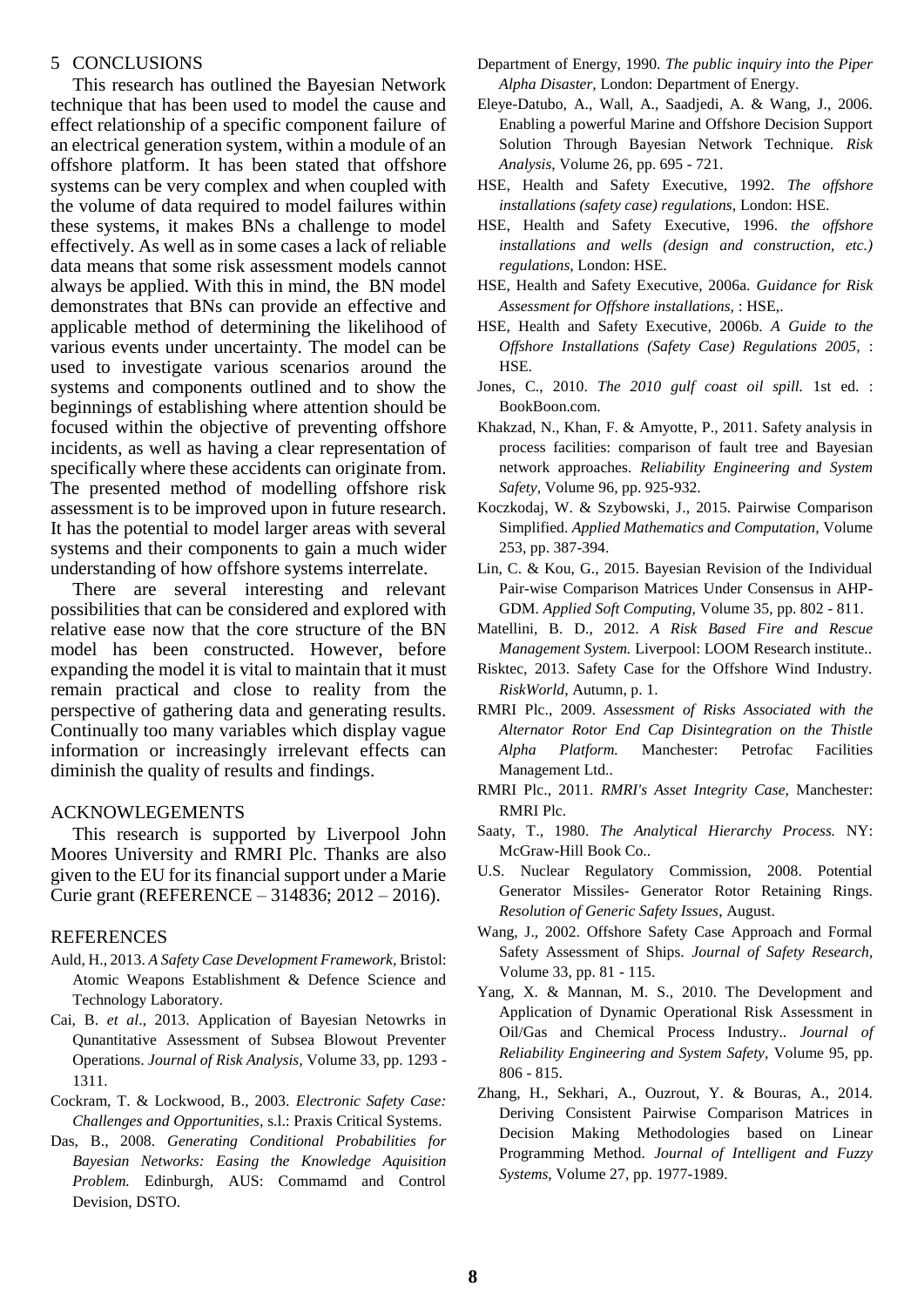## 5 CONCLUSIONS

This research has outlined the Bayesian Network technique that has been used to model the cause and effect relationship of a specific component failure of an electrical generation system, within a module of an offshore platform. It has been stated that offshore systems can be very complex and when coupled with the volume of data required to model failures within these systems, it makes BNs a challenge to model effectively. As well as in some cases a lack of reliable data means that some risk assessment models cannot always be applied. With this in mind, the BN model demonstrates that BNs can provide an effective and applicable method of determining the likelihood of various events under uncertainty. The model can be used to investigate various scenarios around the systems and components outlined and to show the beginnings of establishing where attention should be focused within the objective of preventing offshore incidents, as well as having a clear representation of specifically where these accidents can originate from. The presented method of modelling offshore risk assessment is to be improved upon in future research. It has the potential to model larger areas with several systems and their components to gain a much wider understanding of how offshore systems interrelate.

There are several interesting and relevant possibilities that can be considered and explored with relative ease now that the core structure of the BN model has been constructed. However, before expanding the model it is vital to maintain that it must remain practical and close to reality from the perspective of gathering data and generating results. Continually too many variables which display vague information or increasingly irrelevant effects can diminish the quality of results and findings.

## ACKNOWLEGEMENTS

This research is supported by Liverpool John Moores University and RMRI Plc. Thanks are also given to the EU for its financial support under a Marie Curie grant (REFERENCE – 314836; 2012 – 2016).

## REFERENCES

Auld, H., 2013. *A Safety Case Development Framework,* Bristol: Atomic Weapons Establishment & Defence Science and Technology Laboratory.

Cai, B. *et al*., 2013. Application of Bayesian Netowrks in Qunantitative Assessment of Subsea Blowout Preventer Operations. *Journal of Risk Analysis,* Volume 33, pp. 1293 - 1311.

Cockram, T. & Lockwood, B., 2003. *Electronic Safety Case: Challenges and Opportunities,* s.l.: Praxis Critical Systems.

Das, B., 2008. *Generating Conditional Probabilities for Bayesian Networks: Easing the Knowledge Aquisition Problem.* Edinburgh, AUS: Commamd and Control Devision, DSTO.

Department of Energy, 1990. *The public inquiry into the Piper Alpha Disaster,* London: Department of Energy.

Eleye-Datubo, A., Wall, A., Saadjedi, A. & Wang, J., 2006. Enabling a powerful Marine and Offshore Decision Support Solution Through Bayesian Network Technique. *Risk Analysis,* Volume 26, pp. 695 - 721.

HSE, Health and Safety Executive, 1992. *The offshore installations (safety case) regulations,* London: HSE.

HSE, Health and Safety Executive, 1996. *the offshore installations and wells (design and construction, etc.) regulations,* London: HSE.

HSE, Health and Safety Executive, 2006a. *Guidance for Risk Assessment for Offshore installations,* : HSE,.

HSE, Health and Safety Executive, 2006b. *A Guide to the Offshore Installations (Safety Case) Regulations 2005,* : HSE.

Jones, C., 2010. *The 2010 gulf coast oil spill.* 1st ed. : BookBoon.com.

Khakzad, N., Khan, F. & Amyotte, P., 2011. Safety analysis in process facilities: comparison of fault tree and Bayesian network approaches. *Reliability Engineering and System Safety,* Volume 96, pp. 925-932.

Koczkodaj, W. & Szybowski, J., 2015. Pairwise Comparison Simplified. *Applied Mathematics and Computation,* Volume 253, pp. 387-394.

Lin, C. & Kou, G., 2015. Bayesian Revision of the Individual Pair-wise Comparison Matrices Under Consensus in AHP-GDM. *Applied Soft Computing,* Volume 35, pp. 802 - 811.

Matellini, B. D., 2012. *A Risk Based Fire and Rescue Management System.* Liverpool: LOOM Research institute..

Risktec, 2013. Safety Case for the Offshore Wind Industry. *RiskWorld,* Autumn, p. 1.

RMRI Plc., 2009. *Assessment of Risks Associated with the Alternator Rotor End Cap Disintegration on the Thistle Alpha Platform.* Manchester: Petrofac Facilities Management Ltd..

RMRI Plc., 2011. *RMRI's Asset Integrity Case,* Manchester: RMRI Plc.

Saaty, T., 1980. *The Analytical Hierarchy Process.* NY: McGraw-Hill Book Co..

U.S. Nuclear Regulatory Commission, 2008. Potential Generator Missiles- Generator Rotor Retaining Rings. *Resolution of Generic Safety Issues,* August.

Wang, J., 2002. Offshore Safety Case Approach and Formal Safety Assessment of Ships. *Journal of Safety Research,* Volume 33, pp. 81 - 115.

Yang, X. & Mannan, M. S., 2010. The Development and Application of Dynamic Operational Risk Assessment in Oil/Gas and Chemical Process Industry.. *Journal of Reliability Engineering and System Safety,* Volume 95, pp. 806 - 815.

Zhang, H., Sekhari, A., Ouzrout, Y. & Bouras, A., 2014. Deriving Consistent Pairwise Comparison Matrices in Decision Making Methodologies based on Linear Programming Method. *Journal of Intelligent and Fuzzy Systems,* Volume 27, pp. 1977-1989.